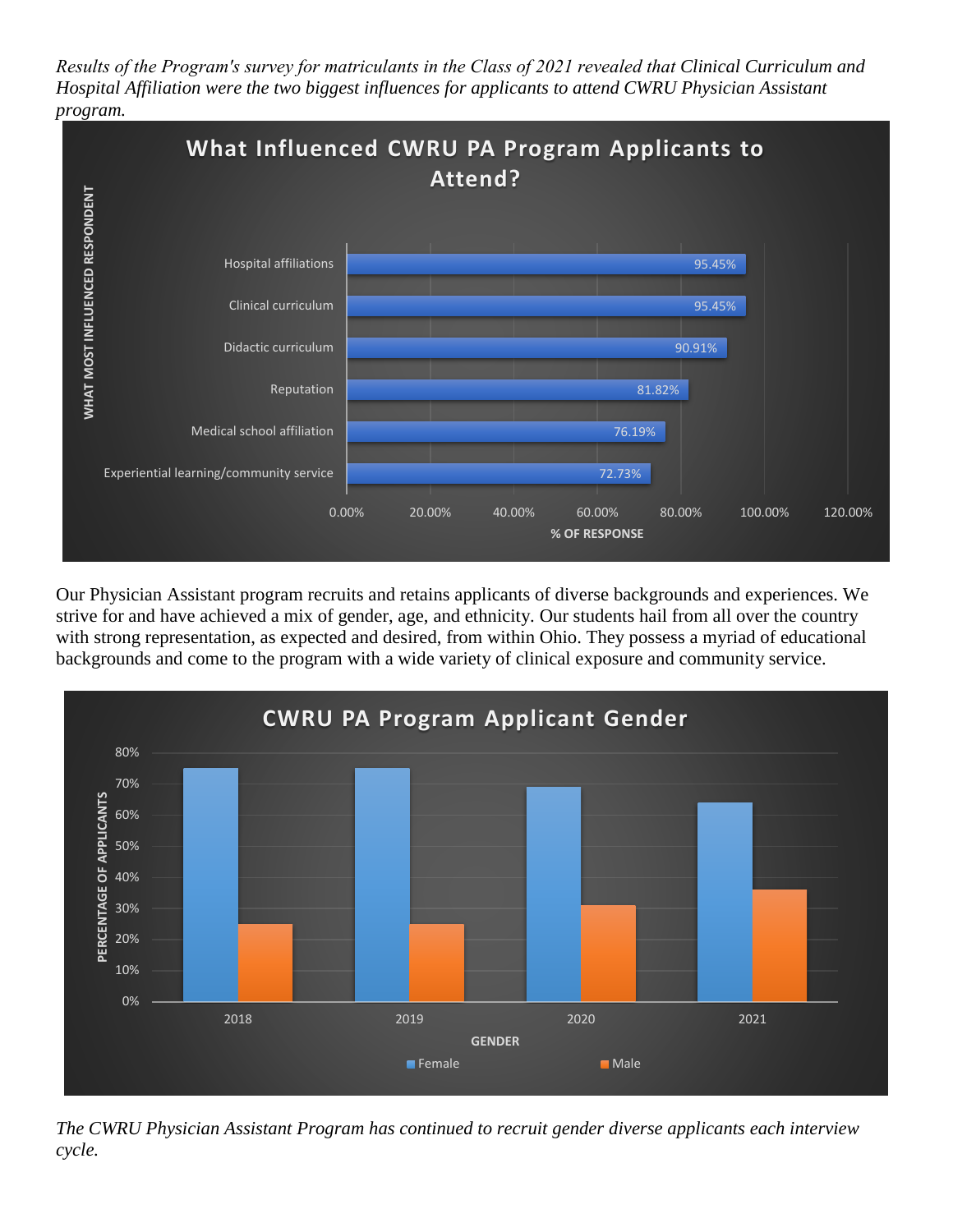*Results of the Program's survey for matriculants in the Class of 2021 revealed that Clinical Curriculum and Hospital Affiliation were the two biggest influences for applicants to attend CWRU Physician Assistant program.*

**What Influenced CWRU PA Program Applicants to Attend?**

| What Most Influenced Respondent | % of Response |
|---|---|
| Hospital affiliations | 95.45% |
| Clinical curriculum | 95.45% |
| Didactic curriculum | 90.91% |
| Reputation | 81.82% |
| Medical school affiliation | 76.19% |
| Experiential learning/community service | 72.73% |

Our Physician Assistant program recruits and retains applicants of diverse backgrounds and experiences. We strive for and have achieved a mix of gender, age, and ethnicity. Our students hail from all over the country with strong representation, as expected and desired, from within Ohio. They possess a myriad of educational backgrounds and come to the program with a wide variety of clinical exposure and community service.

**CWRU PA Program Applicant Gender**

Percentage of Applicants by Gender (Female, Male) for 2018, 2019, 2020, 2021

*The CWRU Physician Assistant Program has continued to recruit gender diverse applicants each interview cycle.*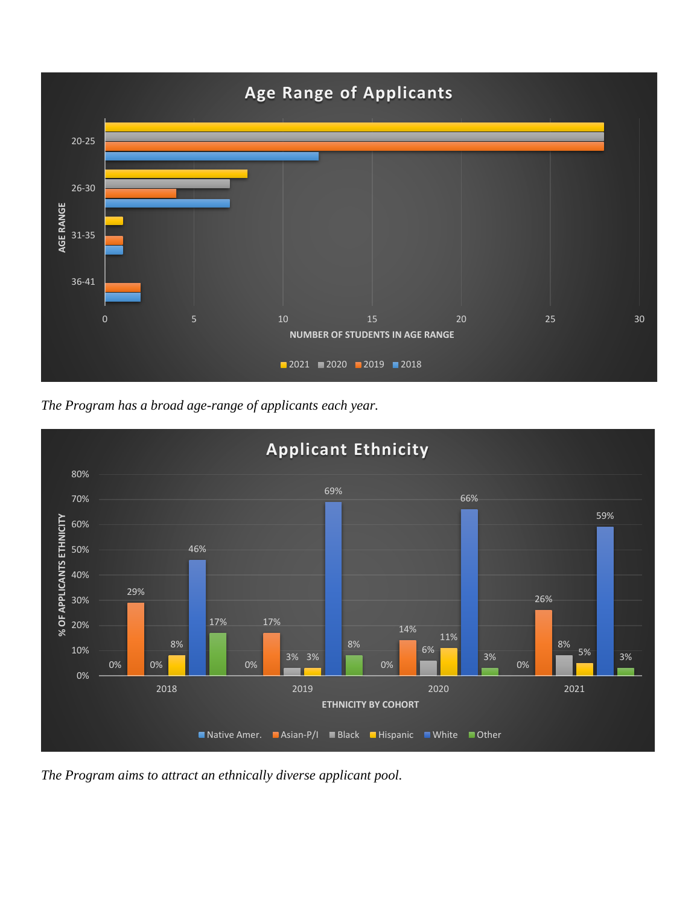**Age Range of Applicants**

*The Program has a broad age-range of applicants each year.*

**Applicant Ethnicity**

| Ethnicity | 2018 | 2019 | 2020 | 2021 |
|---|---|---|---|---|
| Native Amer. | 0% | 0% | 0% | 0% |
| Asian-P/I | 29% | 17% | 14% | 26% |
| Black | 0% | 3% | 6% | 8% |
| Hispanic | 8% | 3% | 11% | 5% |
| White | 46% | 69% | 66% | 59% |
| Other | 17% | 8% | 3% | 3% |

*The Program aims to attract an ethnically diverse applicant pool.*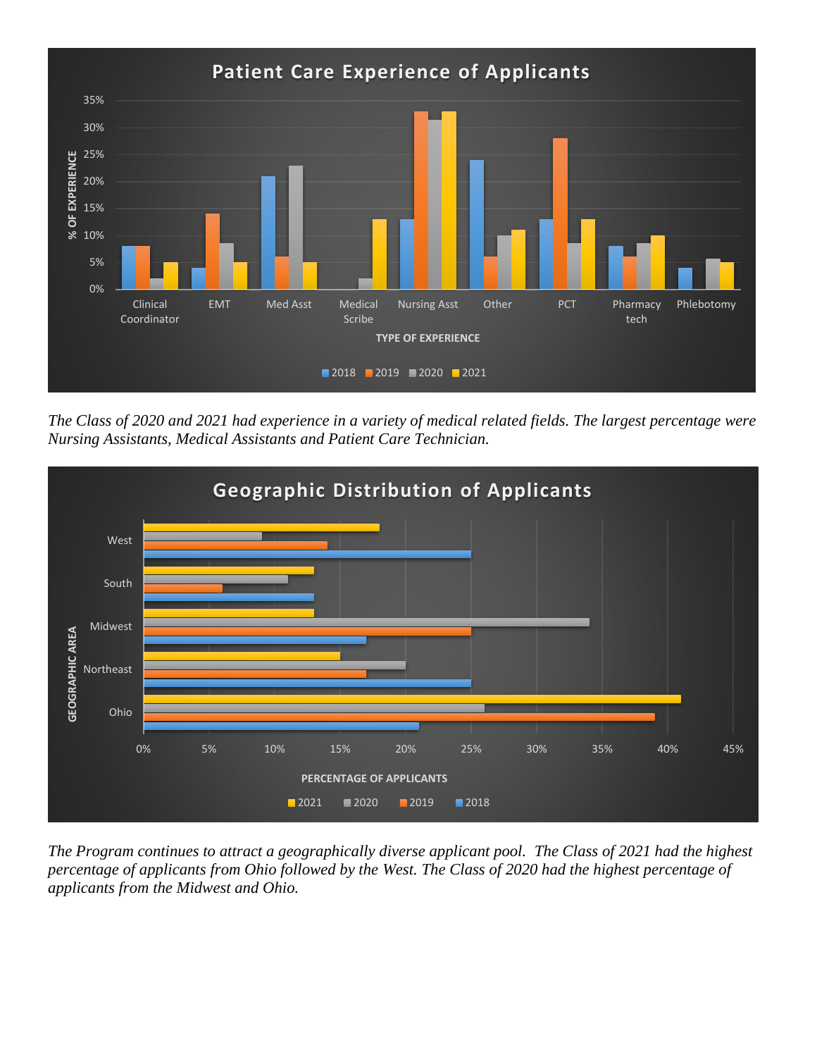**Patient Care Experience of Applicants**

*The Class of 2020 and 2021 had experience in a variety of medical related fields. The largest percentage were Nursing Assistants, Medical Assistants and Patient Care Technician.*

**Geographic Distribution of Applicants**

*The Program continues to attract a geographically diverse applicant pool. The Class of 2021 had the highest percentage of applicants from Ohio followed by the West. The Class of 2020 had the highest percentage of applicants from the Midwest and Ohio.*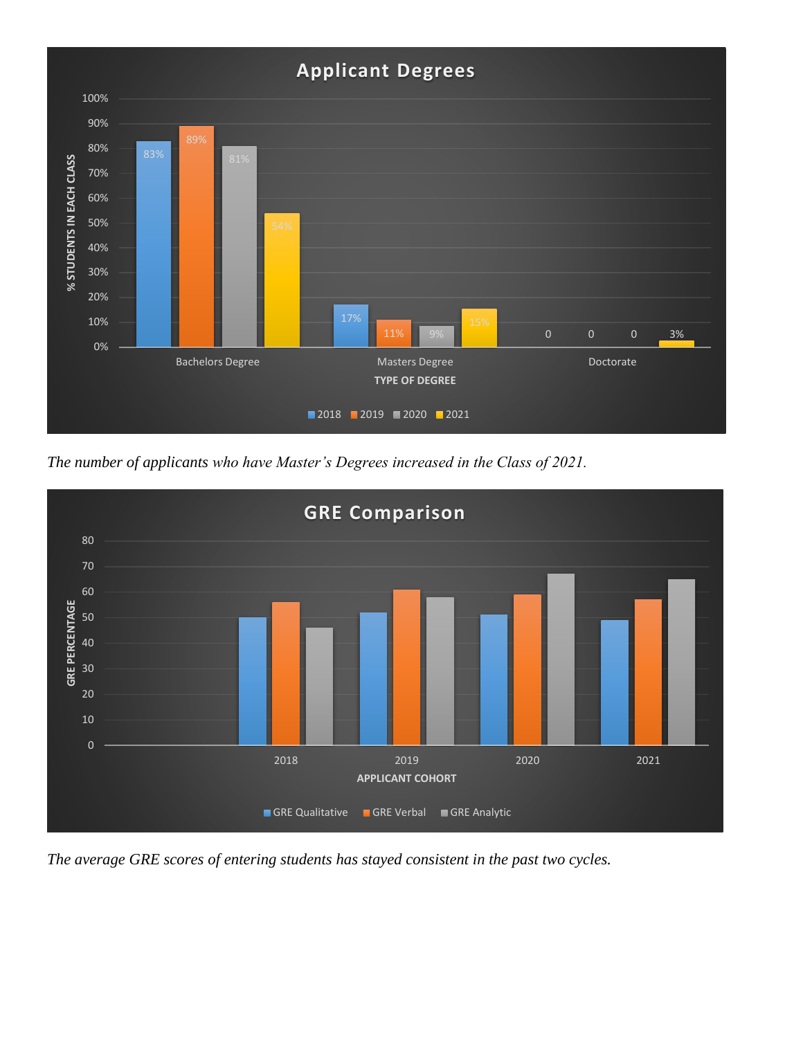**Applicant Degrees**

| Type of Degree | 2018 | 2019 | 2020 | 2021 |
|---|---|---|---|---|
| Bachelors Degree | 83% | 89% | 81% | 54% |
| Masters Degree | 17% | 11% | 9% | 15% |
| Doctorate | 0 | 0 | 0 | 3% |

*The number of applicants who have Master's Degrees increased in the Class of 2021.*

**GRE Comparison**

*The average GRE scores of entering students has stayed consistent in the past two cycles.*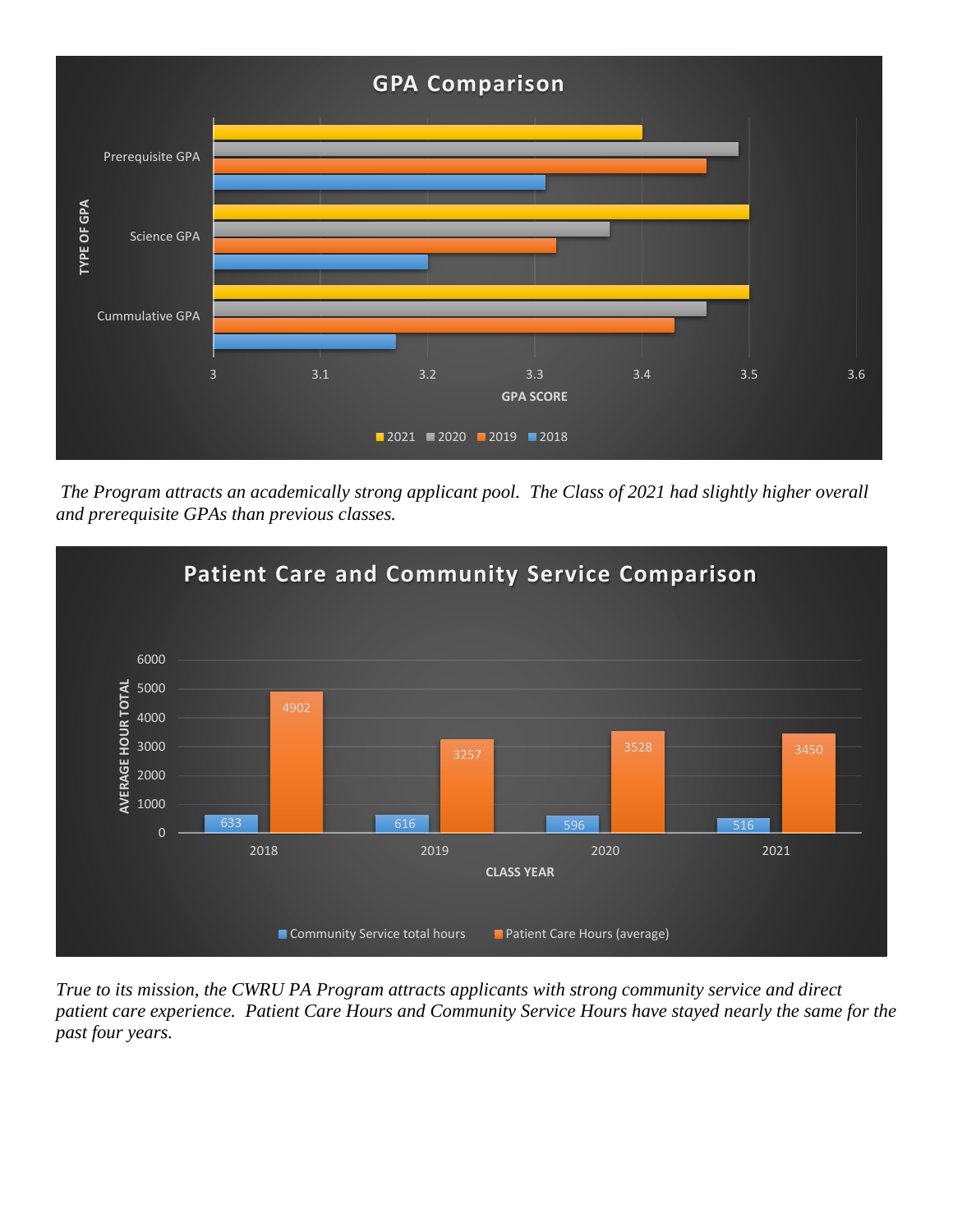GPA Comparison

TYPE OF GPA

Prerequisite GPA

Science GPA

Cummulative GPA

3
3.1
3.2
3.3
3.4
3.5
3.6

GPA SCORE

2021 2020 2019 2018

*The Program attracts an academically strong applicant pool. The Class of 2021 had slightly higher overall and prerequisite GPAs than previous classes.*

Patient Care and Community Service Comparison

AVERAGE HOUR TOTAL

6000
5000
4000
3000
2000
1000
0

633
4902
616
3257
596
3528
516
3450

2018
2019
2020
2021

CLASS YEAR

Community Service total hours    Patient Care Hours (average)

*True to its mission, the CWRU PA Program attracts applicants with strong community service and direct patient care experience. Patient Care Hours and Community Service Hours have stayed nearly the same for the past four years.*